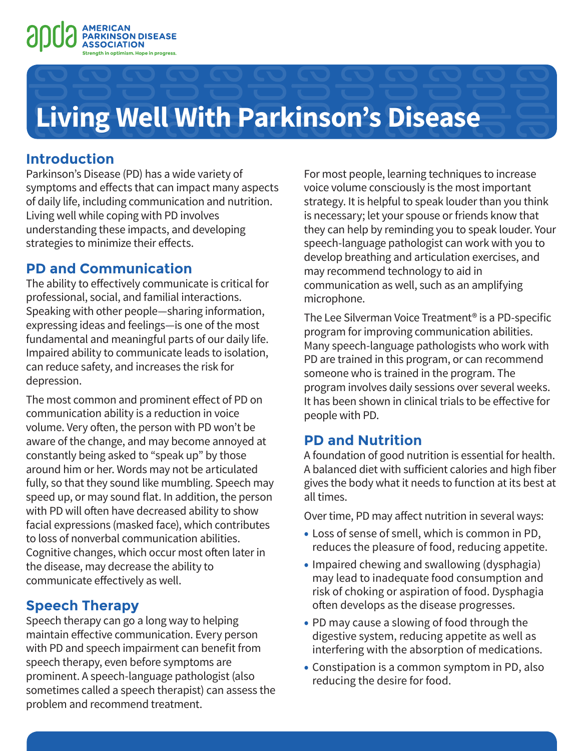AMERICAN PARKINSON DISEASE ASSOCIATION

Strength in optimism. Hope in progress.

# Living Well With Parkinson's Disease

## Introduction

Parkinson's Disease (PD) has a wide variety of symptoms and effects that can impact many aspects of daily life, including communication and nutrition. Living well while coping with PD involves understanding these impacts, and developing strategies to minimize their effects.

## PD and Communication

The ability to effectively communicate is critical for professional, social, and familial interactions. Speaking with other people—sharing information, expressing ideas and feelings—is one of the most fundamental and meaningful parts of our daily life. Impaired ability to communicate leads to isolation, can reduce safety, and increases the risk for depression.

The most common and prominent effect of PD on communication ability is a reduction in voice volume. Very often, the person with PD won't be aware of the change, and may become annoyed at constantly being asked to "speak up" by those around him or her. Words may not be articulated fully, so that they sound like mumbling. Speech may speed up, or may sound flat. In addition, the person with PD will often have decreased ability to show facial expressions (masked face), which contributes to loss of nonverbal communication abilities. Cognitive changes, which occur most often later in the disease, may decrease the ability to communicate effectively as well.

## Speech Therapy

Speech therapy can go a long way to helping maintain effective communication. Every person with PD and speech impairment can benefit from speech therapy, even before symptoms are prominent. A speech-language pathologist (also sometimes called a speech therapist) can assess the problem and recommend treatment.

For most people, learning techniques to increase voice volume consciously is the most important strategy. It is helpful to speak louder than you think is necessary; let your spouse or friends know that they can help by reminding you to speak louder. Your speech-language pathologist can work with you to develop breathing and articulation exercises, and may recommend technology to aid in communication as well, such as an amplifying microphone.

The Lee Silverman Voice Treatment® is a PD-specific program for improving communication abilities. Many speech-language pathologists who work with PD are trained in this program, or can recommend someone who is trained in the program. The program involves daily sessions over several weeks. It has been shown in clinical trials to be effective for people with PD.

## PD and Nutrition

A foundation of good nutrition is essential for health. A balanced diet with sufficient calories and high fiber gives the body what it needs to function at its best at all times.

Over time, PD may affect nutrition in several ways:

- Loss of sense of smell, which is common in PD, reduces the pleasure of food, reducing appetite.
- Impaired chewing and swallowing (dysphagia) may lead to inadequate food consumption and risk of choking or aspiration of food. Dysphagia often develops as the disease progresses.
- PD may cause a slowing of food through the digestive system, reducing appetite as well as interfering with the absorption of medications.
- Constipation is a common symptom in PD, also reducing the desire for food.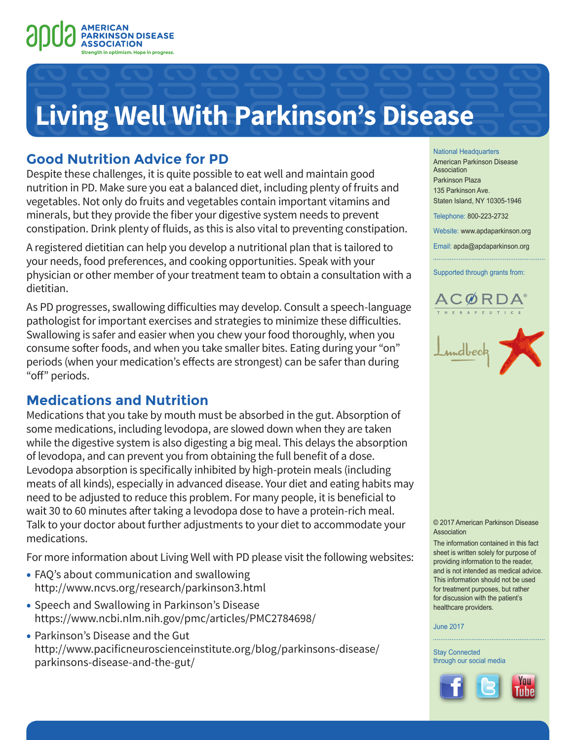# Living Well With Parkinson's Disease

## Good Nutrition Advice for PD

Despite these challenges, it is quite possible to eat well and maintain good nutrition in PD. Make sure you eat a balanced diet, including plenty of fruits and vegetables. Not only do fruits and vegetables contain important vitamins and minerals, but they provide the fiber your digestive system needs to prevent constipation. Drink plenty of fluids, as this is also vital to preventing constipation.

A registered dietitian can help you develop a nutritional plan that is tailored to your needs, food preferences, and cooking opportunities. Speak with your physician or other member of your treatment team to obtain a consultation with a dietitian.

As PD progresses, swallowing difficulties may develop. Consult a speech-language pathologist for important exercises and strategies to minimize these difficulties. Swallowing is safer and easier when you chew your food thoroughly, when you consume softer foods, and when you take smaller bites. Eating during your "on" periods (when your medication's effects are strongest) can be safer than during "off" periods.

## Medications and Nutrition

Medications that you take by mouth must be absorbed in the gut. Absorption of some medications, including levodopa, are slowed down when they are taken while the digestive system is also digesting a big meal. This delays the absorption of levodopa, and can prevent you from obtaining the full benefit of a dose. Levodopa absorption is specifically inhibited by high-protein meals (including meats of all kinds), especially in advanced disease. Your diet and eating habits may need to be adjusted to reduce this problem. For many people, it is beneficial to wait 30 to 60 minutes after taking a levodopa dose to have a protein-rich meal. Talk to your doctor about further adjustments to your diet to accommodate your medications.

For more information about Living Well with PD please visit the following websites:

- FAQ's about communication and swallowing
  http://www.ncvs.org/research/parkinson3.html
- Speech and Swallowing in Parkinson's Disease
  https://www.ncbi.nlm.nih.gov/pmc/articles/PMC2784698/
- Parkinson's Disease and the Gut
  http://www.pacificneuroscienceinstitute.org/blog/parkinsons-disease/parkinsons-disease-and-the-gut/

National Headquarters
American Parkinson Disease Association
Parkinson Plaza
135 Parkinson Ave.
Staten Island, NY 10305-1946

Telephone: 800-223-2732

Website: www.apdaparkinson.org

Email: apda@apdaparkinson.org

Supported through grants from:

ACORDA THERAPEUTICS

Lundbeck

© 2017 American Parkinson Disease Association

The information contained in this fact sheet is written solely for purpose of providing information to the reader, and is not intended as medical advice. This information should not be used for treatment purposes, but rather for discussion with the patient's healthcare providers.

June 2017

Stay Connected through our social media